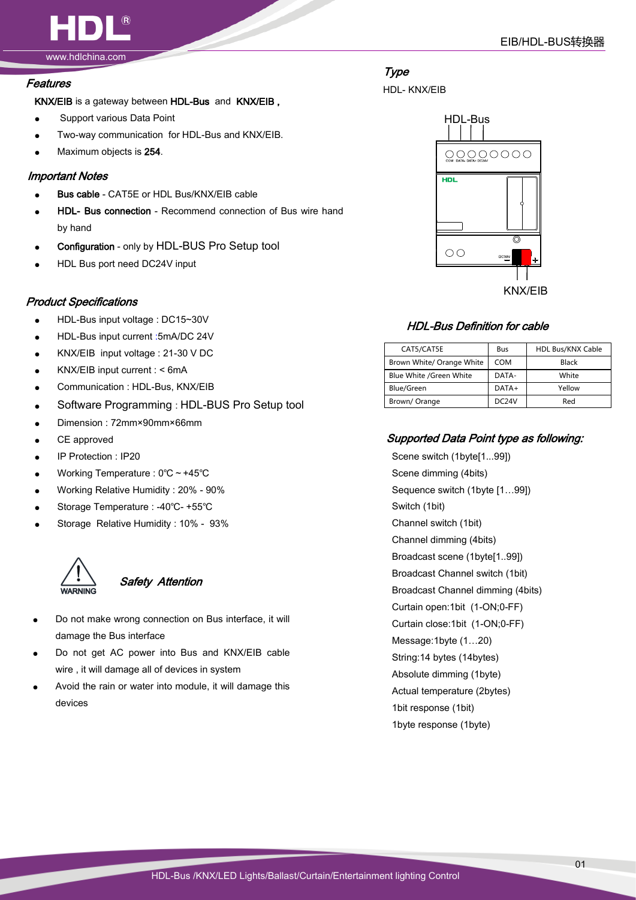## *Features*

**KNX/EIB** is a gateway between **HDL-Bus** and **KNX/EIB ,**

- Support various Data Point
- Two-way communication for HDL-Bus and KNX/EIB.
- Maximum objects is **254**.

## *Important Notes*

- **Bus cable** - CAT5E or HDL Bus/KNX/EIB cable
- **HDL- Bus connection** - Recommend connection of Bus wire hand by hand
- **Configuration** - only by HDL-BUS Pro Setup tool
- HDL Bus port need DC24V input

## *Product Specifications*

- HDL-Bus input voltage : DC15~30V
- HDL-Bus input current :5mA/DC 24V
- KNX/EIB input voltage : 21-30 V DC
- KNX/EIB input current : < 6mA
- Communication : HDL-Bus, KNX/EIB
- Software Programming : HDL-BUS Pro Setup tool
- Dimension : 72mm×90mm×66mm
- CE approved
- IP Protection : IP20
- Working Temperature : 0℃ ~ +45℃
- Working Relative Humidity : 20% - 90%
- Storage Temperature : -40℃- +55℃
- Storage Relative Humidity : 10% - 93%

WARNING

## *Safety Attention*

- Do not make wrong connection on Bus interface, it will damage the Bus interface
- Do not get AC power into Bus and KNX/EIB cable wire , it will damage all of devices in system
- Avoid the rain or water into module, it will damage this devices

## *Type*

HDL- KNX/EIB

HDL-Bus

COM DATA- DATA+ DC24V

HDL

DC30V

KNX/EIB

## *HDL-Bus Definition for cable*

| CAT5/CAT5E | Bus | HDL Bus/KNX Cable |
| --- | --- | --- |
| Brown White/ Orange White | COM | Black |
| Blue White /Green White | DATA- | White |
| Blue/Green | DATA+ | Yellow |
| Brown/ Orange | DC24V | Red |

## *Supported Data Point type as following:*

Scene switch (1byte[1...99])
Scene dimming (4bits)
Sequence switch (1byte [1…99])
Switch (1bit)
Channel switch (1bit)
Channel dimming (4bits)
Broadcast scene (1byte[1..99])
Broadcast Channel switch (1bit)
Broadcast Channel dimming (4bits)
Curtain open:1bit (1-ON;0-FF)
Curtain close:1bit (1-ON;0-FF)
Message:1byte (1…20)
String:14 bytes (14bytes)
Absolute dimming (1byte)
Actual temperature (2bytes)
1bit response (1bit)
1byte response (1byte)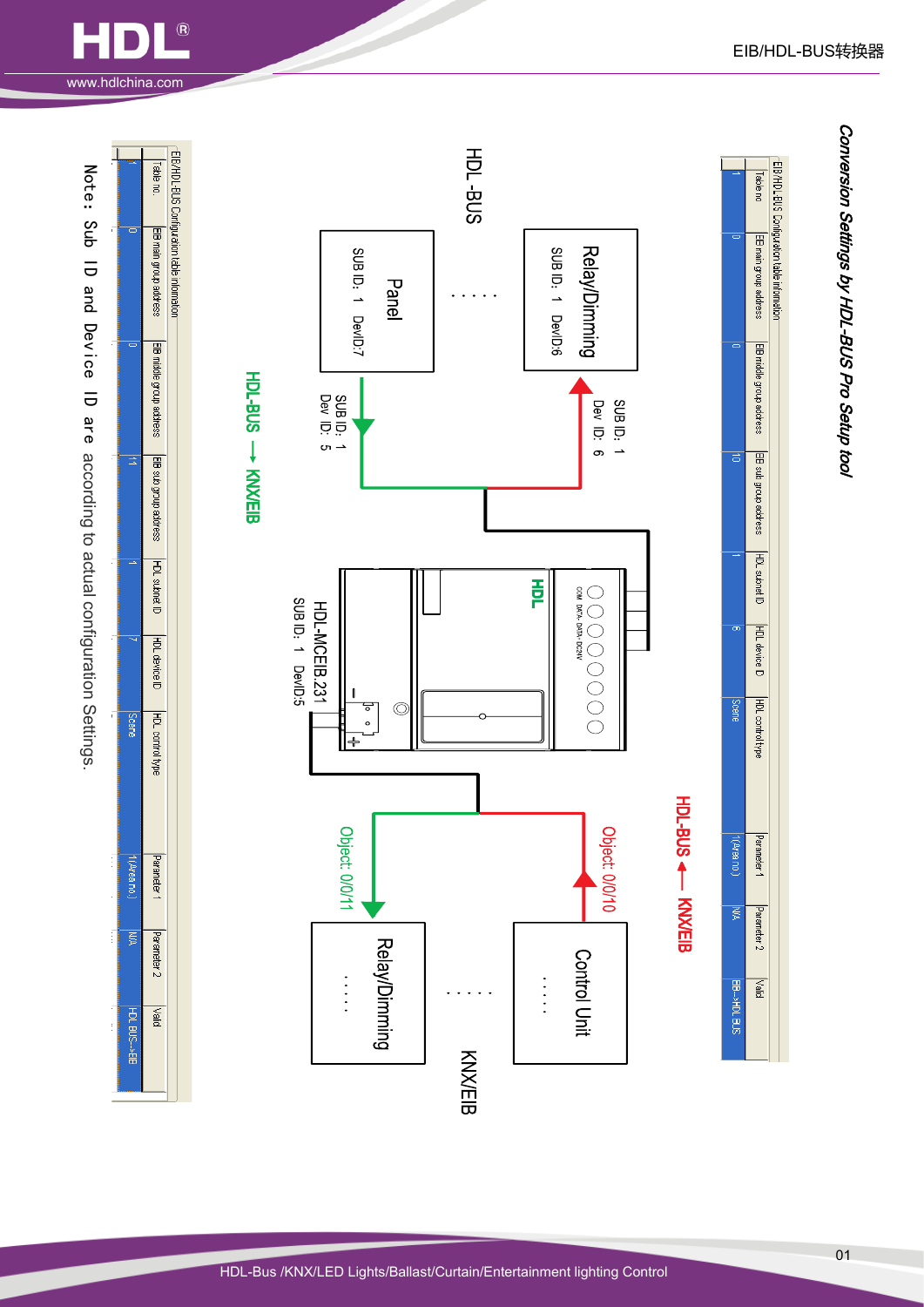## Conversion Settings by HDL-BUS Pro Setup tool

EIB/HDL-BUS Configuration table information

| Table no. | EIB main group address | EIB middle group address | EIB sub group address | HDL subnet ID | HDL device ID | HDL control type | Parameter 1 | Parameter 2 | Valid |
|---|---|---|---|---|---|---|---|---|---|
| 1 | 0 | 0 | 10 | 1 | 6 | Scene | 1(Area no.) | N/A | EIB-->HDL BUS |

HDL-BUS ⟵ KNX/EIB

HDL-BUS

Relay/Dimming
SUB ID: 1 DevID:6

SUB ID: 1
Dev ID: 6

Panel
SUB ID: 1 DevID:7

SUB ID: 1
Dev ID: 5

HDL-BUS ⟶ KNX/EIB

HDL-MCEIB.231
SUB ID: 1 DevID:5

Object: 0/0/10

Control Unit

Object: 0/0/11

Relay/Dimming

KNX/EIB

EIB/HDL-BUS Configuration table information

| Table no. | EIB main group address | EIB middle group address | EIB sub group address | HDL subnet ID | HDL device ID | HDL control type | Parameter 1 | Parameter 2 | Valid |
|---|---|---|---|---|---|---|---|---|---|
| 1 | 0 | 0 | 11 | 1 | 7 | Scene | 1(Area no.) | N/A | HDL BUS-->EIB |

Note: Sub ID and Device ID are according to actual configuration Settings.